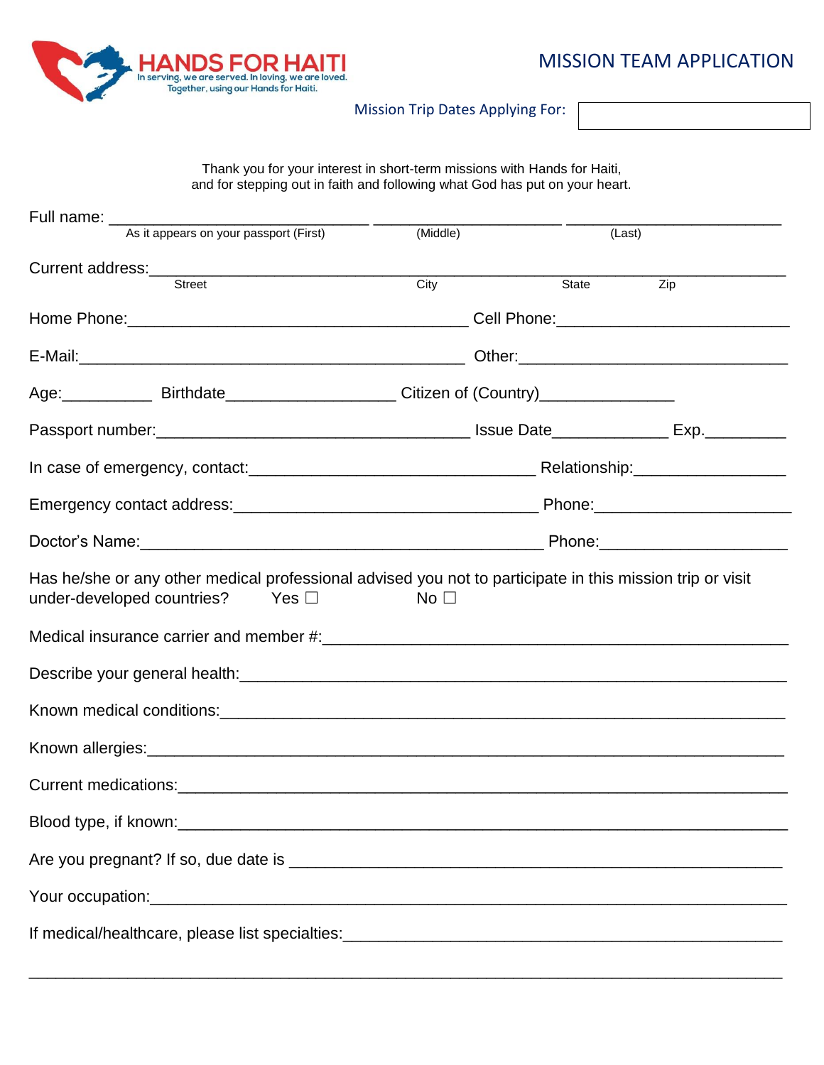**HANDS FOR HAITI**
In serving, we are served. In loving, we are loved.
Together, using our Hands for Haiti.

# MISSION TEAM APPLICATION

Mission Trip Dates Applying For: ____________________

Thank you for your interest in short-term missions with Hands for Haiti,
and for stepping out in faith and following what God has put on your heart.

Full name: ______________________________ ______________________ _________________________
As it appears on your passport (First) (Middle) (Last)

Current address:_________________________________________________________________________
Street City State Zip

Home Phone:_______________________________________ Cell Phone:_________________________

E-Mail:____________________________________________ Other:______________________________

Age:__________ Birthdate___________________ Citizen of (Country)_______________

Passport number:____________________________________ Issue Date_____________ Exp._________

In case of emergency, contact:________________________________ Relationship:________________

Emergency contact address:__________________________________ Phone:______________________

Doctor's Name:______________________________________________ Phone:_____________________

Has he/she or any other medical professional advised you not to participate in this mission trip or visit under-developed countries? Yes ☐ No ☐

Medical insurance carrier and member #:___________________________________________________

Describe your general health:___________________________________________________________

Known medical conditions:______________________________________________________________

Known allergies:_______________________________________________________________________

Current medications:___________________________________________________________________

Blood type, if known:__________________________________________________________________

Are you pregnant? If so, due date is ______________________________________________________

Your occupation:______________________________________________________________________

If medical/healthcare, please list specialties:_______________________________________________

_____________________________________________________________________________________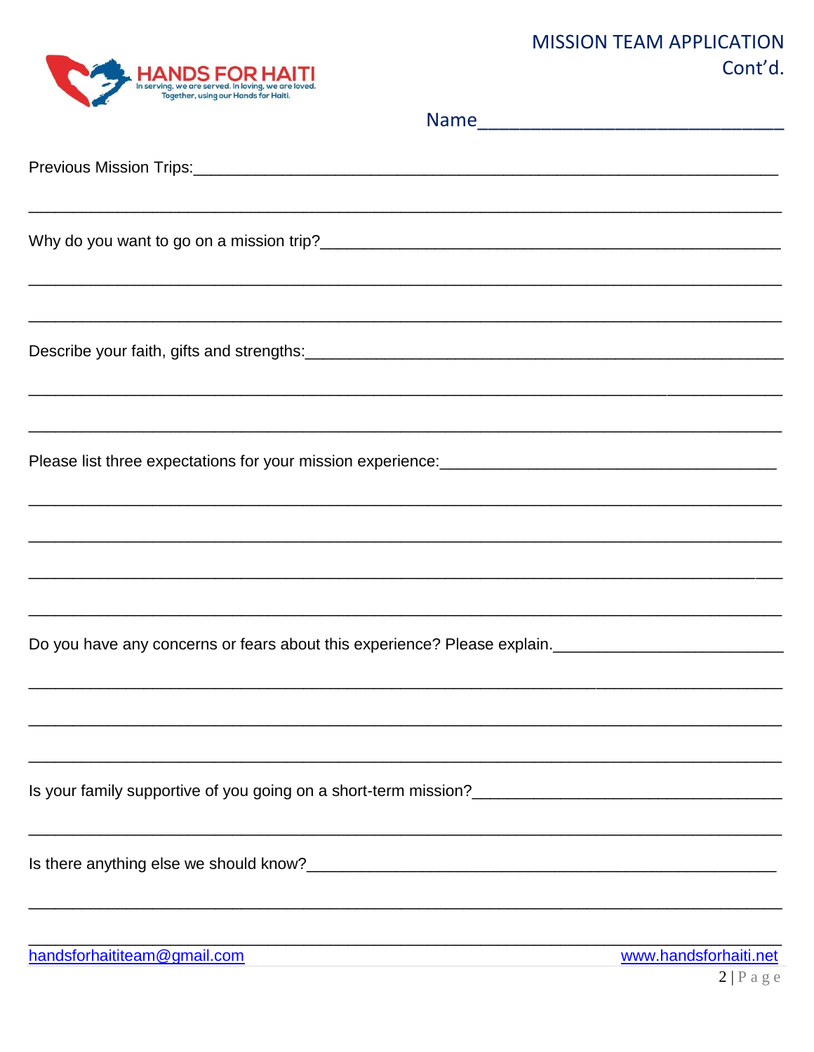HANDS FOR HAITI

In serving, we are served. In loving, we are loved. Together, using our Hands for Haiti.

# MISSION TEAM APPLICATION Cont'd.

Name______________________________

Previous Mission Trips:___________________________________________________________

___________________________________________________________________________

Why do you want to go on a mission trip?____________________________________________

___________________________________________________________________________

___________________________________________________________________________

Describe your faith, gifts and strengths:_____________________________________________

___________________________________________________________________________

___________________________________________________________________________

Please list three expectations for your mission experience:______________________________

___________________________________________________________________________

___________________________________________________________________________

___________________________________________________________________________

___________________________________________________________________________

Do you have any concerns or fears about this experience? Please explain.___________________

___________________________________________________________________________

___________________________________________________________________________

___________________________________________________________________________

Is your family supportive of you going on a short-term mission?___________________________

___________________________________________________________________________

Is there anything else we should know?_____________________________________________

___________________________________________________________________________

___________________________________________________________________________

handsforhaitimteam@gmail.com www.handsforhaiti.net